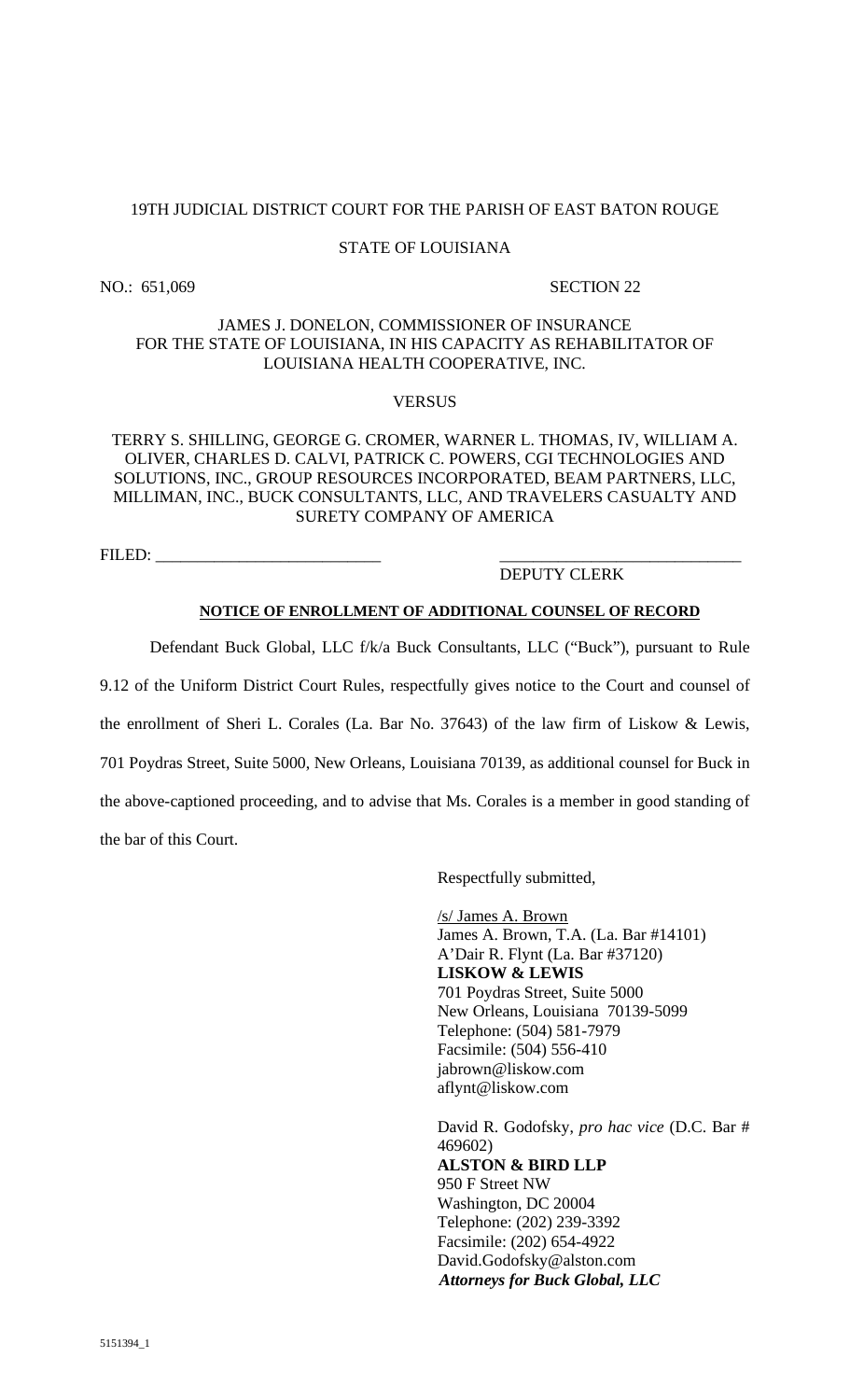19TH JUDICIAL DISTRICT COURT FOR THE PARISH OF EAST BATON ROUGE

STATE OF LOUISIANA

NO.: 651,069 SECTION 22

JAMES J. DONELON, COMMISSIONER OF INSURANCE FOR THE STATE OF LOUISIANA, IN HIS CAPACITY AS REHABILITATOR OF LOUISIANA HEALTH COOPERATIVE, INC.

VERSUS

TERRY S. SHILLING, GEORGE G. CROMER, WARNER L. THOMAS, IV, WILLIAM A. OLIVER, CHARLES D. CALVI, PATRICK C. POWERS, CGI TECHNOLOGIES AND SOLUTIONS, INC., GROUP RESOURCES INCORPORATED, BEAM PARTNERS, LLC, MILLIMAN, INC., BUCK CONSULTANTS, LLC, AND TRAVELERS CASUALTY AND SURETY COMPANY OF AMERICA

FILED: ___________________________ ___________________________
DEPUTY CLERK

**NOTICE OF ENROLLMENT OF ADDITIONAL COUNSEL OF RECORD**

Defendant Buck Global, LLC f/k/a Buck Consultants, LLC ("Buck"), pursuant to Rule 9.12 of the Uniform District Court Rules, respectfully gives notice to the Court and counsel of the enrollment of Sheri L. Corales (La. Bar No. 37643) of the law firm of Liskow & Lewis, 701 Poydras Street, Suite 5000, New Orleans, Louisiana 70139, as additional counsel for Buck in the above-captioned proceeding, and to advise that Ms. Corales is a member in good standing of the bar of this Court.

Respectfully submitted,

/s/ James A. Brown
James A. Brown, T.A. (La. Bar #14101)
A'Dair R. Flynt (La. Bar #37120)
**LISKOW & LEWIS**
701 Poydras Street, Suite 5000
New Orleans, Louisiana 70139-5099
Telephone: (504) 581-7979
Facsimile: (504) 556-410
jabrown@liskow.com
aflynt@liskow.com

David R. Godofsky, *pro hac vice* (D.C. Bar # 469602)
**ALSTON & BIRD LLP**
950 F Street NW
Washington, DC 20004
Telephone: (202) 239-3392
Facsimile: (202) 654-4922
David.Godofsky@alston.com
***Attorneys for Buck Global, LLC***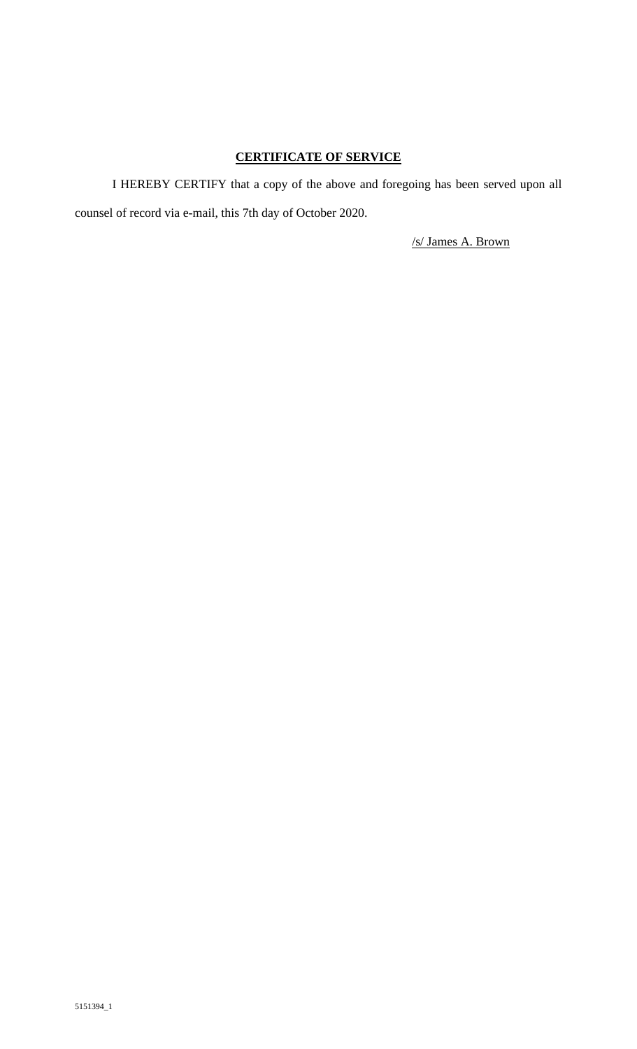**CERTIFICATE OF SERVICE**

I HEREBY CERTIFY that a copy of the above and foregoing has been served upon all counsel of record via e-mail, this 7th day of October 2020.

/s/ James A. Brown

5151394_1